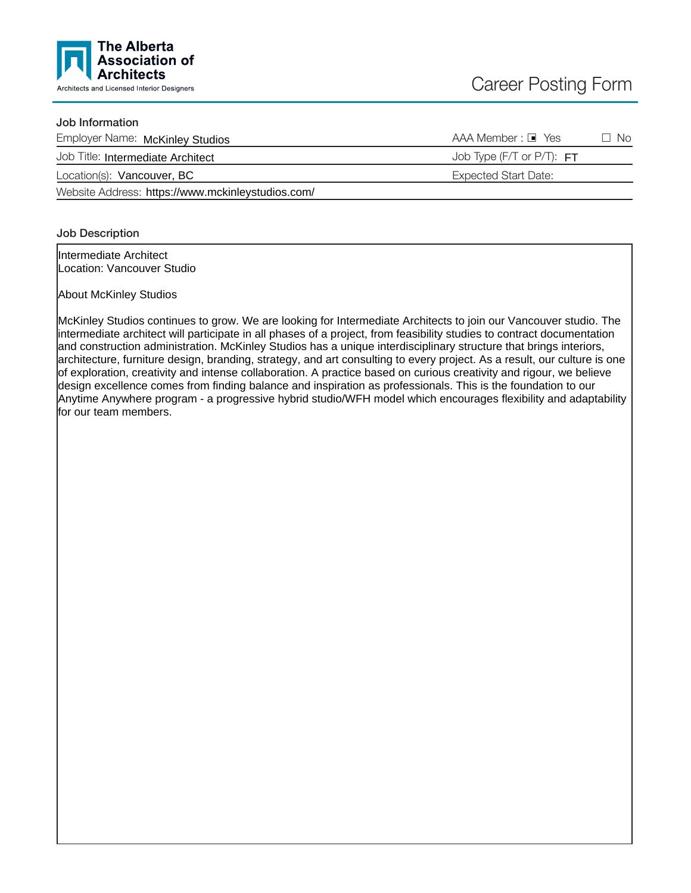The Alberta Association of Architects
Architects and Licensed Interior Designers

# Career Posting Form

## Job Information

| | |
|---|---|
| Employer Name: McKinley Studios | AAA Member : ☒ Yes ☐ No |
| Job Title: Intermediate Architect | Job Type (F/T or P/T): FT |
| Location(s): Vancouver, BC | Expected Start Date: |
| Website Address: https://www.mckinleystudios.com/ | |

## Job Description

Intermediate Architect
Location: Vancouver Studio

About McKinley Studios

McKinley Studios continues to grow. We are looking for Intermediate Architects to join our Vancouver studio. The intermediate architect will participate in all phases of a project, from feasibility studies to contract documentation and construction administration. McKinley Studios has a unique interdisciplinary structure that brings interiors, architecture, furniture design, branding, strategy, and art consulting to every project. As a result, our culture is one of exploration, creativity and intense collaboration. A practice based on curious creativity and rigour, we believe design excellence comes from finding balance and inspiration as professionals. This is the foundation to our Anytime Anywhere program - a progressive hybrid studio/WFH model which encourages flexibility and adaptability for our team members.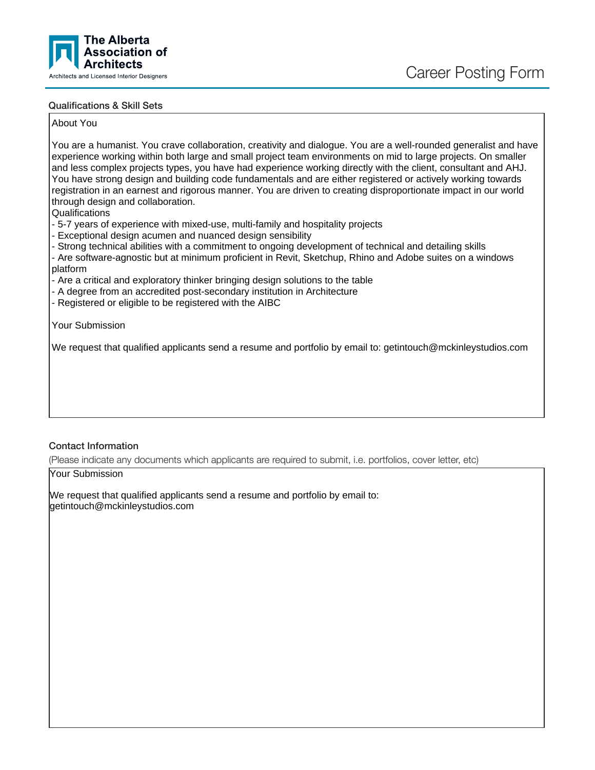## Qualifications & Skill Sets

About You

You are a humanist. You crave collaboration, creativity and dialogue. You are a well-rounded generalist and have experience working within both large and small project team environments on mid to large projects. On smaller and less complex projects types, you have had experience working directly with the client, consultant and AHJ. You have strong design and building code fundamentals and are either registered or actively working towards registration in an earnest and rigorous manner. You are driven to creating disproportionate impact in our world through design and collaboration.

Qualifications

- 5-7 years of experience with mixed-use, multi-family and hospitality projects
- Exceptional design acumen and nuanced design sensibility
- Strong technical abilities with a commitment to ongoing development of technical and detailing skills
- Are software-agnostic but at minimum proficient in Revit, Sketchup, Rhino and Adobe suites on a windows platform
- Are a critical and exploratory thinker bringing design solutions to the table
- A degree from an accredited post-secondary institution in Architecture
- Registered or eligible to be registered with the AIBC

Your Submission

We request that qualified applicants send a resume and portfolio by email to: getintouch@mckinleystudios.com

## Contact Information

(Please indicate any documents which applicants are required to submit, i.e. portfolios, cover letter, etc)

Your Submission

We request that qualified applicants send a resume and portfolio by email to: getintouch@mckinleystudios.com